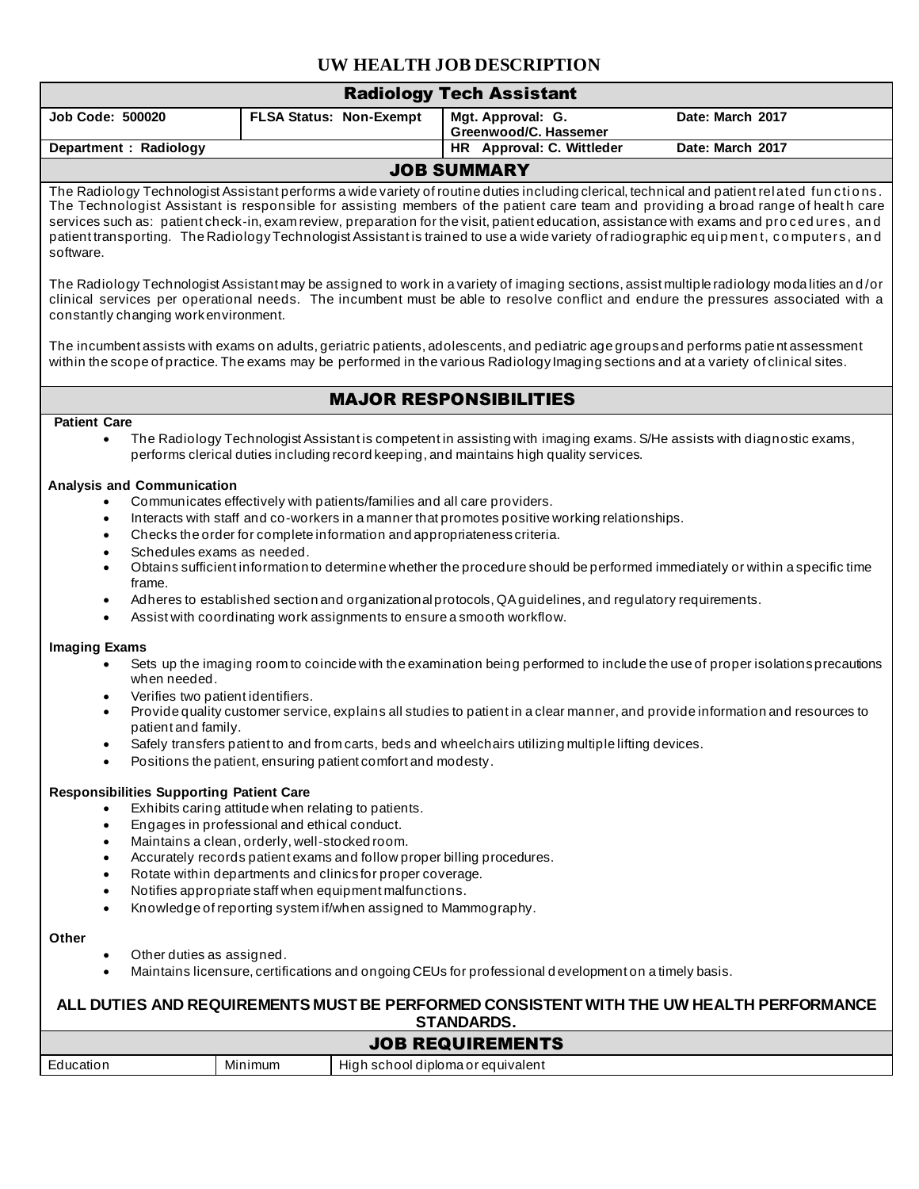# UW HEALTH JOB DESCRIPTION

| Radiology Tech Assistant | | | |
|---|---|---|---|
| **Job Code: 500020** | **FLSA Status: Non-Exempt** | **Mgt. Approval: G. Greenwood/C. Hassemer** | **Date: March 2017** |
| **Department : Radiology** | | **HR Approval: C. Wittleder** | **Date: March 2017** |

## JOB SUMMARY

The Radiology Technologist Assistant performs a wide variety of routine duties including clerical, technical and patient related functions. The Technologist Assistant is responsible for assisting members of the patient care team and providing a broad range of health care services such as: patient check-in, exam review, preparation for the visit, patient education, assistance with exams and procedures, and patient transporting. The Radiology Technologist Assistant is trained to use a wide variety of radiographic equipment, computers, and software.

The Radiology Technologist Assistant may be assigned to work in a variety of imaging sections, assist multiple radiology modalities and/or clinical services per operational needs. The incumbent must be able to resolve conflict and endure the pressures associated with a constantly changing work environment.

The incumbent assists with exams on adults, geriatric patients, adolescents, and pediatric age groups and performs patient assessment within the scope of practice. The exams may be performed in the various Radiology Imaging sections and at a variety of clinical sites.

## MAJOR RESPONSIBILITIES

**Patient Care**

- The Radiology Technologist Assistant is competent in assisting with imaging exams. S/He assists with diagnostic exams, performs clerical duties including record keeping, and maintains high quality services.

**Analysis and Communication**

- Communicates effectively with patients/families and all care providers.
- Interacts with staff and co-workers in a manner that promotes positive working relationships.
- Checks the order for complete information and appropriateness criteria.
- Schedules exams as needed.
- Obtains sufficient information to determine whether the procedure should be performed immediately or within a specific time frame.
- Adheres to established section and organizational protocols, QA guidelines, and regulatory requirements.
- Assist with coordinating work assignments to ensure a smooth workflow.

**Imaging Exams**

- Sets up the imaging room to coincide with the examination being performed to include the use of proper isolations precautions when needed.
- Verifies two patient identifiers.
- Provide quality customer service, explains all studies to patient in a clear manner, and provide information and resources to patient and family.
- Safely transfers patient to and from carts, beds and wheelchairs utilizing multiple lifting devices.
- Positions the patient, ensuring patient comfort and modesty.

**Responsibilities Supporting Patient Care**

- Exhibits caring attitude when relating to patients.
- Engages in professional and ethical conduct.
- Maintains a clean, orderly, well-stocked room.
- Accurately records patient exams and follow proper billing procedures.
- Rotate within departments and clinics for proper coverage.
- Notifies appropriate staff when equipment malfunctions.
- Knowledge of reporting system if/when assigned to Mammography.

**Other**

- Other duties as assigned.
- Maintains licensure, certifications and ongoing CEUs for professional development on a timely basis.

**ALL DUTIES AND REQUIREMENTS MUST BE PERFORMED CONSISTENT WITH THE UW HEALTH PERFORMANCE STANDARDS.**

## JOB REQUIREMENTS

| Education | Minimum | High school diploma or equivalent |
|---|---|---|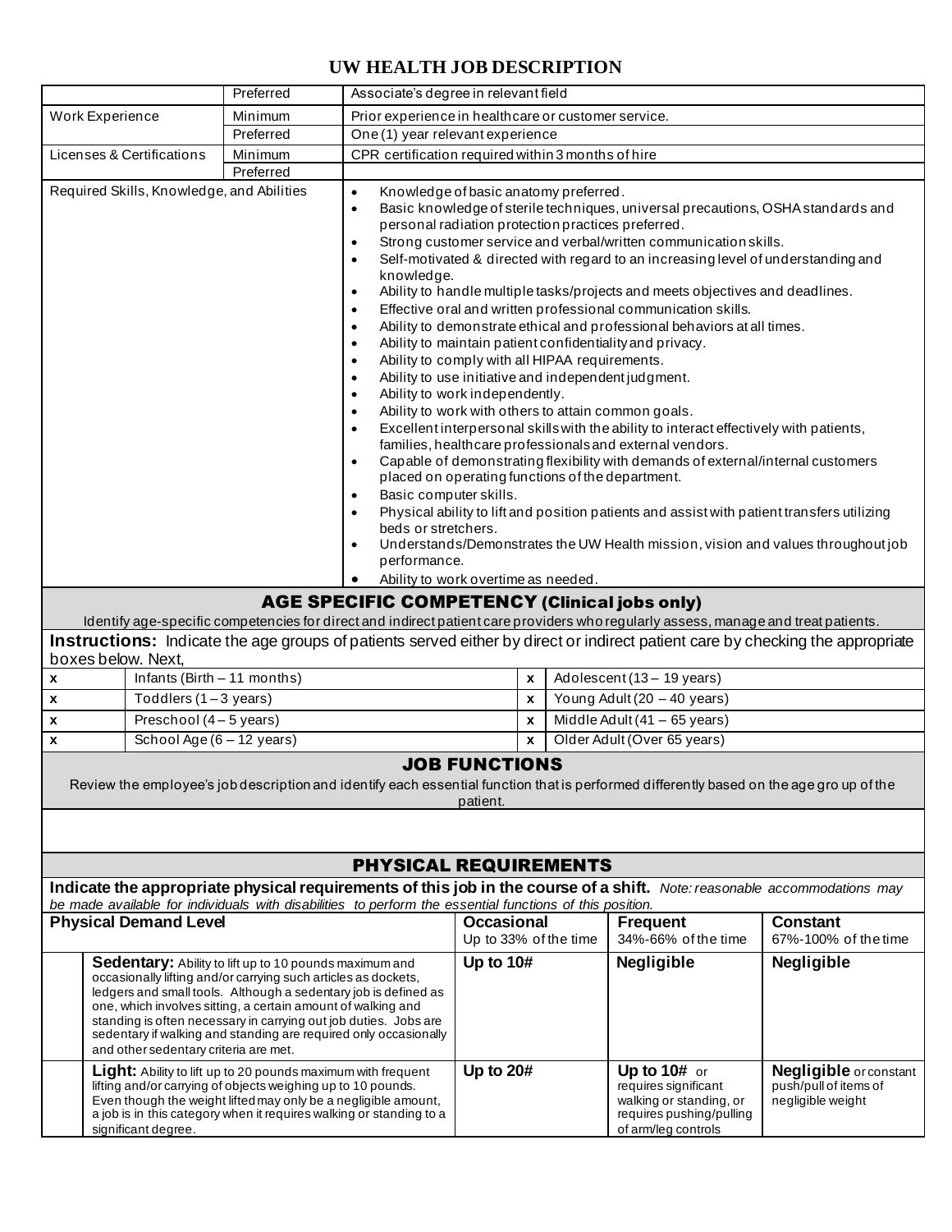# UW HEALTH JOB DESCRIPTION

| | | |
|---|---|---|
| | Preferred | Associate's degree in relevant field |
| Work Experience | Minimum | Prior experience in healthcare or customer service. |
| | Preferred | One (1) year relevant experience |
| Licenses & Certifications | Minimum | CPR certification required within 3 months of hire |
| | Preferred | |
| Required Skills, Knowledge, and Abilities | | • Knowledge of basic anatomy preferred.<br>• Basic knowledge of sterile techniques, universal precautions, OSHA standards and personal radiation protection practices preferred.<br>• Strong customer service and verbal/written communication skills.<br>• Self-motivated & directed with regard to an increasing level of understanding and knowledge.<br>• Ability to handle multiple tasks/projects and meets objectives and deadlines.<br>• Effective oral and written professional communication skills.<br>• Ability to demonstrate ethical and professional behaviors at all times.<br>• Ability to maintain patient confidentiality and privacy.<br>• Ability to comply with all HIPAA requirements.<br>• Ability to use initiative and independent judgment.<br>• Ability to work independently.<br>• Ability to work with others to attain common goals.<br>• Excellent interpersonal skills with the ability to interact effectively with patients, families, healthcare professionals and external vendors.<br>• Capable of demonstrating flexibility with demands of external/internal customers placed on operating functions of the department.<br>• Basic computer skills.<br>• Physical ability to lift and position patients and assist with patient transfers utilizing beds or stretchers.<br>• Understands/Demonstrates the UW Health mission, vision and values throughout job performance.<br>• Ability to work overtime as needed. |

## AGE SPECIFIC COMPETENCY (Clinical jobs only)

Identify age-specific competencies for direct and indirect patient care providers who regularly assess, manage and treat patients.

**Instructions:** Indicate the age groups of patients served either by direct or indirect patient care by checking the appropriate boxes below. Next,

| | | | |
|---|---|---|---|
| x | Infants (Birth – 11 months) | x | Adolescent (13 – 19 years) |
| x | Toddlers (1 – 3 years) | x | Young Adult (20 – 40 years) |
| x | Preschool (4 – 5 years) | x | Middle Adult (41 – 65 years) |
| x | School Age (6 – 12 years) | x | Older Adult (Over 65 years) |

## JOB FUNCTIONS

Review the employee's job description and identify each essential function that is performed differently based on the age group of the patient.

## PHYSICAL REQUIREMENTS

**Indicate the appropriate physical requirements of this job in the course of a shift.** *Note: reasonable accommodations may be made available for individuals with disabilities to perform the essential functions of this position.*

| | Physical Demand Level | Occasional<br>Up to 33% of the time | Frequent<br>34%-66% of the time | Constant<br>67%-100% of the time |
|---|---|---|---|---|
| | **Sedentary:** Ability to lift up to 10 pounds maximum and occasionally lifting and/or carrying such articles as dockets, ledgers and small tools. Although a sedentary job is defined as one, which involves sitting, a certain amount of walking and standing is often necessary in carrying out job duties. Jobs are sedentary if walking and standing are required only occasionally and other sedentary criteria are met. | **Up to 10#** | **Negligible** | **Negligible** |
| | **Light:** Ability to lift up to 20 pounds maximum with frequent lifting and/or carrying of objects weighing up to 10 pounds. Even though the weight lifted may only be a negligible amount, a job is in this category when it requires walking or standing to a significant degree. | **Up to 20#** | **Up to 10#** or requires significant walking or standing, or requires pushing/pulling of arm/leg controls | **Negligible** or constant push/pull of items of negligible weight |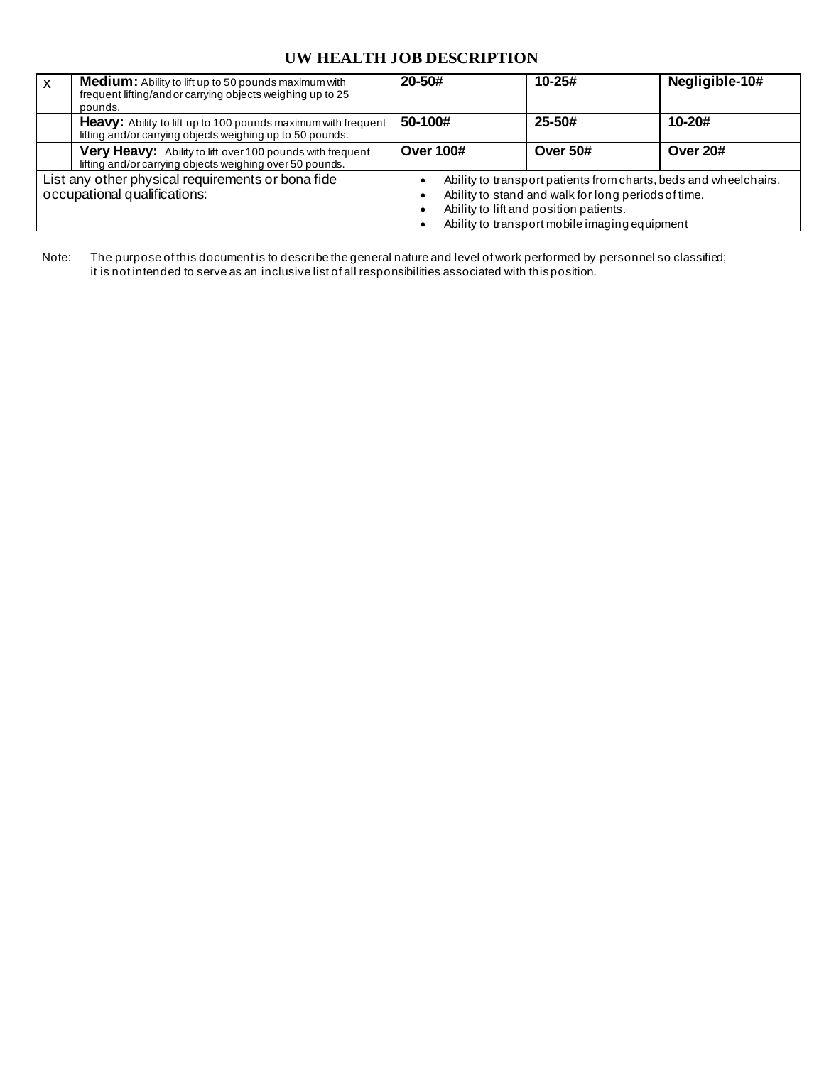# UW HEALTH JOB DESCRIPTION

| | | | | |
|---|---|---|---|---|
| X | **Medium:** Ability to lift up to 50 pounds maximum with frequent lifting/and or carrying objects weighing up to 25 pounds. | **20-50#** | **10-25#** | **Negligible-10#** |
| | **Heavy:** Ability to lift up to 100 pounds maximum with frequent lifting and/or carrying objects weighing up to 50 pounds. | **50-100#** | **25-50#** | **10-20#** |
| | **Very Heavy:** Ability to lift over 100 pounds with frequent lifting and/or carrying objects weighing over 50 pounds. | **Over 100#** | **Over 50#** | **Over 20#** |
| List any other physical requirements or bona fide occupational qualifications: | | • Ability to transport patients from charts, beds and wheelchairs. • Ability to stand and walk for long periods of time. • Ability to lift and position patients. • Ability to transport mobile imaging equipment | | |

Note: The purpose of this document is to describe the general nature and level of work performed by personnel so classified; it is not intended to serve as an inclusive list of all responsibilities associated with this position.